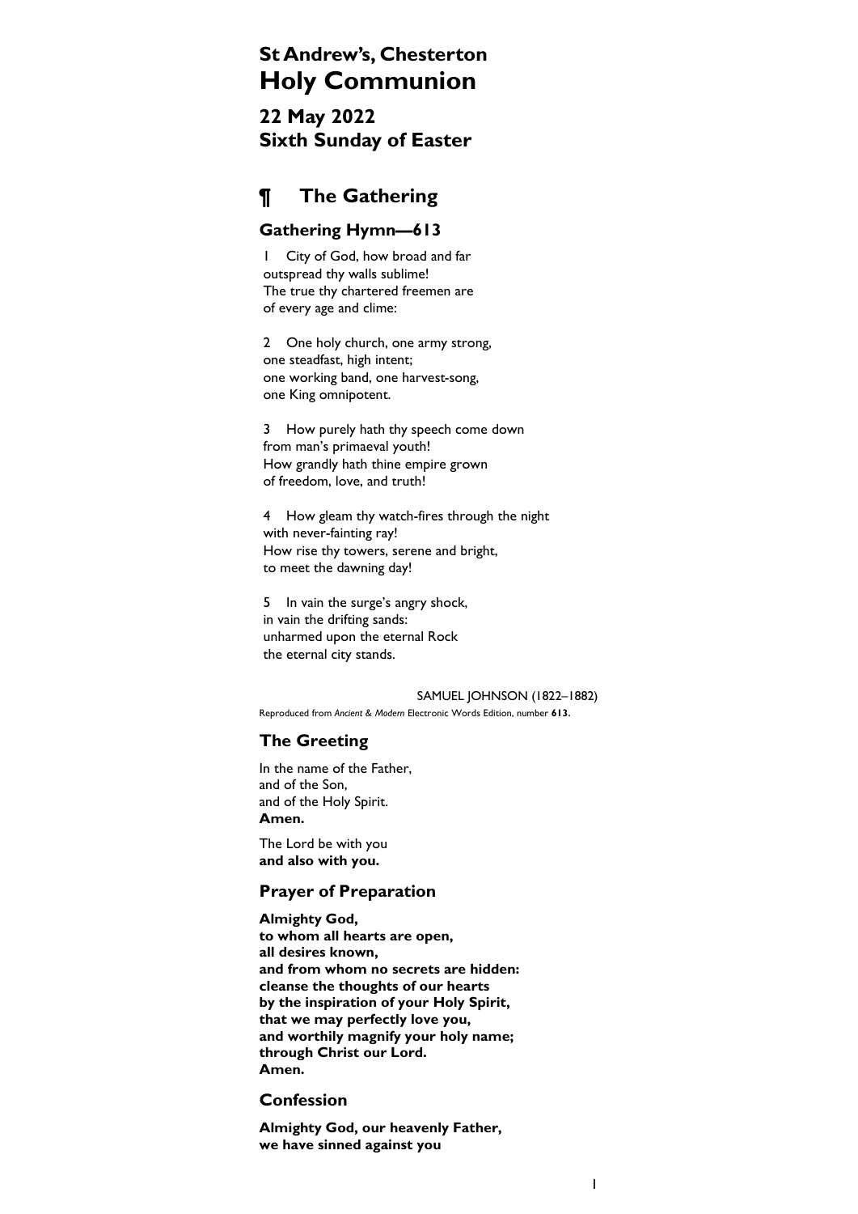# St Andrew's, Chesterton
# Holy Communion

## 22 May 2022
## Sixth Sunday of Easter

## ¶ The Gathering

### Gathering Hymn—613

1 City of God, how broad and far
outspread thy walls sublime!
The true thy chartered freemen are
of every age and clime:

2 One holy church, one army strong,
one steadfast, high intent;
one working band, one harvest-song,
one King omnipotent.

3 How purely hath thy speech come down
from man's primaeval youth!
How grandly hath thine empire grown
of freedom, love, and truth!

4 How gleam thy watch-fires through the night
with never-fainting ray!
How rise thy towers, serene and bright,
to meet the dawning day!

5 In vain the surge's angry shock,
in vain the drifting sands:
unharmed upon the eternal Rock
the eternal city stands.

SAMUEL JOHNSON (1822–1882)

Reproduced from *Ancient & Modern* Electronic Words Edition, number **613.**

### The Greeting

In the name of the Father,
and of the Son,
and of the Holy Spirit.
**Amen.**

The Lord be with you
**and also with you.**

### Prayer of Preparation

**Almighty God,**
**to whom all hearts are open,**
**all desires known,**
**and from whom no secrets are hidden:**
**cleanse the thoughts of our hearts**
**by the inspiration of your Holy Spirit,**
**that we may perfectly love you,**
**and worthily magnify your holy name;**
**through Christ our Lord.**
**Amen.**

### Confession

**Almighty God, our heavenly Father,**
**we have sinned against you**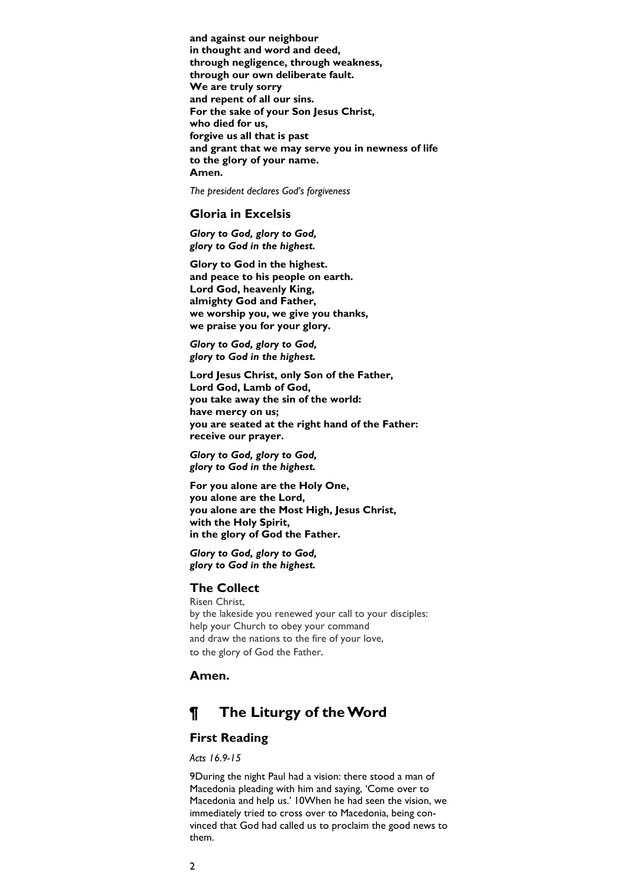**and against our neighbour**
**in thought and word and deed,**
**through negligence, through weakness,**
**through our own deliberate fault.**
**We are truly sorry**
**and repent of all our sins.**
**For the sake of your Son Jesus Christ,**
**who died for us,**
**forgive us all that is past**
**and grant that we may serve you in newness of life**
**to the glory of your name.**
**Amen.**

*The president declares God's forgiveness*

### Gloria in Excelsis

***Glory to God, glory to God,***
***glory to God in the highest.***

**Glory to God in the highest.**
**and peace to his people on earth.**
**Lord God, heavenly King,**
**almighty God and Father,**
**we worship you, we give you thanks,**
**we praise you for your glory.**

***Glory to God, glory to God,***
***glory to God in the highest.***

**Lord Jesus Christ, only Son of the Father,**
**Lord God, Lamb of God,**
**you take away the sin of the world:**
**have mercy on us;**
**you are seated at the right hand of the Father:**
**receive our prayer.**

***Glory to God, glory to God,***
***glory to God in the highest.***

**For you alone are the Holy One,**
**you alone are the Lord,**
**you alone are the Most High, Jesus Christ,**
**with the Holy Spirit,**
**in the glory of God the Father.**

***Glory to God, glory to God,***
***glory to God in the highest.***

### The Collect

Risen Christ,
by the lakeside you renewed your call to your disciples:
help your Church to obey your command
and draw the nations to the fire of your love,
to the glory of God the Father.

### Amen.

## ¶ The Liturgy of the Word

### First Reading

*Acts 16.9-15*

9During the night Paul had a vision: there stood a man of Macedonia pleading with him and saying, 'Come over to Macedonia and help us.' 10When he had seen the vision, we immediately tried to cross over to Macedonia, being convinced that God had called us to proclaim the good news to them.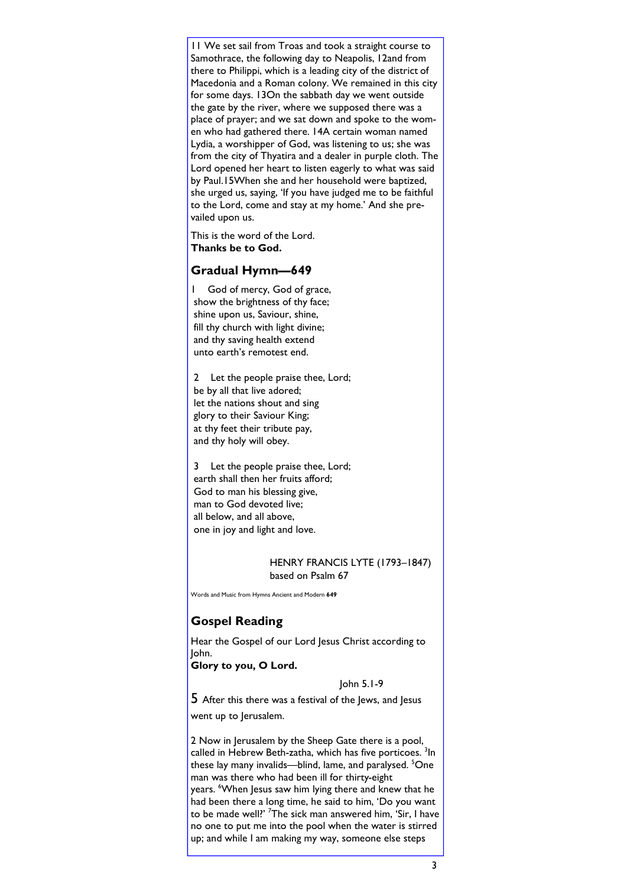11 We set sail from Troas and took a straight course to Samothrace, the following day to Neapolis, 12and from there to Philippi, which is a leading city of the district of Macedonia and a Roman colony. We remained in this city for some days. 13On the sabbath day we went outside the gate by the river, where we supposed there was a place of prayer; and we sat down and spoke to the women who had gathered there. 14A certain woman named Lydia, a worshipper of God, was listening to us; she was from the city of Thyatira and a dealer in purple cloth. The Lord opened her heart to listen eagerly to what was said by Paul.15When she and her household were baptized, she urged us, saying, 'If you have judged me to be faithful to the Lord, come and stay at my home.' And she prevailed upon us.

This is the word of the Lord.
**Thanks be to God.**

## Gradual Hymn—649

1 God of mercy, God of grace,
show the brightness of thy face;
shine upon us, Saviour, shine,
fill thy church with light divine;
and thy saving health extend
unto earth's remotest end.

2 Let the people praise thee, Lord;
be by all that live adored;
let the nations shout and sing
glory to their Saviour King;
at thy feet their tribute pay,
and thy holy will obey.

3 Let the people praise thee, Lord;
earth shall then her fruits afford;
God to man his blessing give,
man to God devoted live;
all below, and all above,
one in joy and light and love.

HENRY FRANCIS LYTE (1793–1847)
based on Psalm 67

Words and Music from Hymns Ancient and Modern **649**

## Gospel Reading

Hear the Gospel of our Lord Jesus Christ according to John.
**Glory to you, O Lord.**

John 5.1-9

5 After this there was a festival of the Jews, and Jesus went up to Jerusalem.

2 Now in Jerusalem by the Sheep Gate there is a pool, called in Hebrew Beth-zatha, which has five porticoes. [3]In these lay many invalids—blind, lame, and paralysed. [5]One man was there who had been ill for thirty-eight years. [6]When Jesus saw him lying there and knew that he had been there a long time, he said to him, 'Do you want to be made well?' [7]The sick man answered him, 'Sir, I have no one to put me into the pool when the water is stirred up; and while I am making my way, someone else steps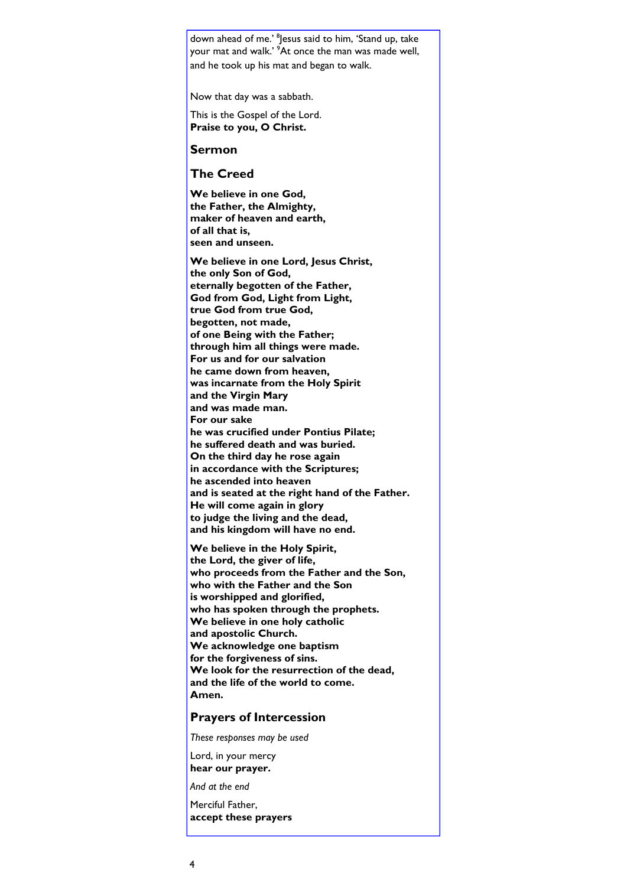down ahead of me.' [8]Jesus said to him, 'Stand up, take your mat and walk.' [9]At once the man was made well, and he took up his mat and began to walk.

Now that day was a sabbath.

This is the Gospel of the Lord.
**Praise to you, O Christ.**

## Sermon

## The Creed

**We believe in one God,**
**the Father, the Almighty,**
**maker of heaven and earth,**
**of all that is,**
**seen and unseen.**

**We believe in one Lord, Jesus Christ,**
**the only Son of God,**
**eternally begotten of the Father,**
**God from God, Light from Light,**
**true God from true God,**
**begotten, not made,**
**of one Being with the Father;**
**through him all things were made.**
**For us and for our salvation**
**he came down from heaven,**
**was incarnate from the Holy Spirit**
**and the Virgin Mary**
**and was made man.**
**For our sake**
**he was crucified under Pontius Pilate;**
**he suffered death and was buried.**
**On the third day he rose again**
**in accordance with the Scriptures;**
**he ascended into heaven**
**and is seated at the right hand of the Father.**
**He will come again in glory**
**to judge the living and the dead,**
**and his kingdom will have no end.**

**We believe in the Holy Spirit,**
**the Lord, the giver of life,**
**who proceeds from the Father and the Son,**
**who with the Father and the Son**
**is worshipped and glorified,**
**who has spoken through the prophets.**
**We believe in one holy catholic**
**and apostolic Church.**
**We acknowledge one baptism**
**for the forgiveness of sins.**
**We look for the resurrection of the dead,**
**and the life of the world to come.**
**Amen.**

## Prayers of Intercession

*These responses may be used*

Lord, in your mercy
**hear our prayer.**

*And at the end*

Merciful Father,
**accept these prayers**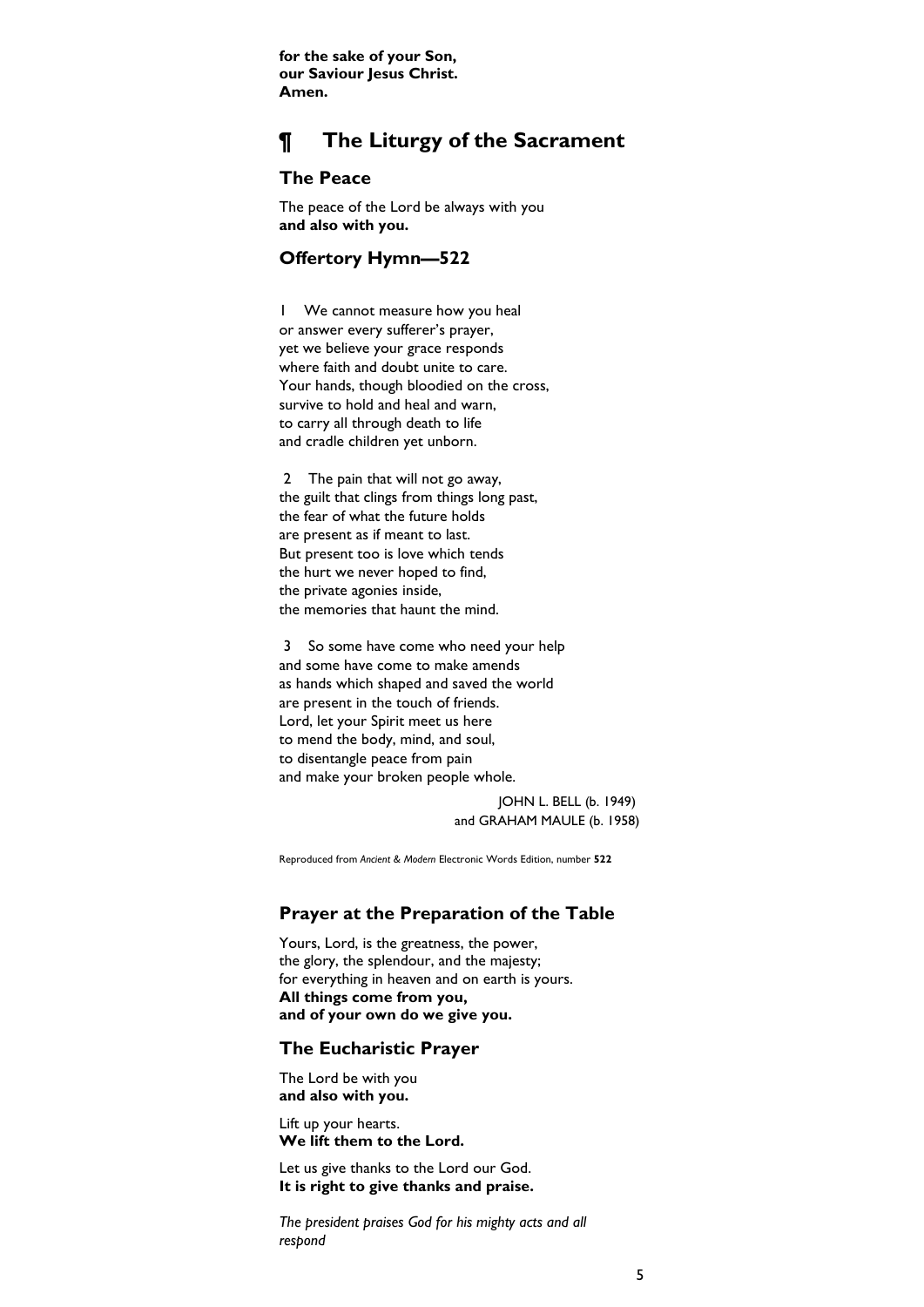**for the sake of your Son,**
**our Saviour Jesus Christ.**
**Amen.**

# ¶ The Liturgy of the Sacrament

## The Peace

The peace of the Lord be always with you
**and also with you.**

## Offertory Hymn—522

1 We cannot measure how you heal
or answer every sufferer's prayer,
yet we believe your grace responds
where faith and doubt unite to care.
Your hands, though bloodied on the cross,
survive to hold and heal and warn,
to carry all through death to life
and cradle children yet unborn.

2 The pain that will not go away,
the guilt that clings from things long past,
the fear of what the future holds
are present as if meant to last.
But present too is love which tends
the hurt we never hoped to find,
the private agonies inside,
the memories that haunt the mind.

3 So some have come who need your help
and some have come to make amends
as hands which shaped and saved the world
are present in the touch of friends.
Lord, let your Spirit meet us here
to mend the body, mind, and soul,
to disentangle peace from pain
and make your broken people whole.

JOHN L. BELL (b. 1949)
and GRAHAM MAULE (b. 1958)

Reproduced from *Ancient & Modern* Electronic Words Edition, number **522**

## Prayer at the Preparation of the Table

Yours, Lord, is the greatness, the power,
the glory, the splendour, and the majesty;
for everything in heaven and on earth is yours.
**All things come from you,**
**and of your own do we give you.**

## The Eucharistic Prayer

The Lord be with you
**and also with you.**

Lift up your hearts.
**We lift them to the Lord.**

Let us give thanks to the Lord our God.
**It is right to give thanks and praise.**

*The president praises God for his mighty acts and all respond*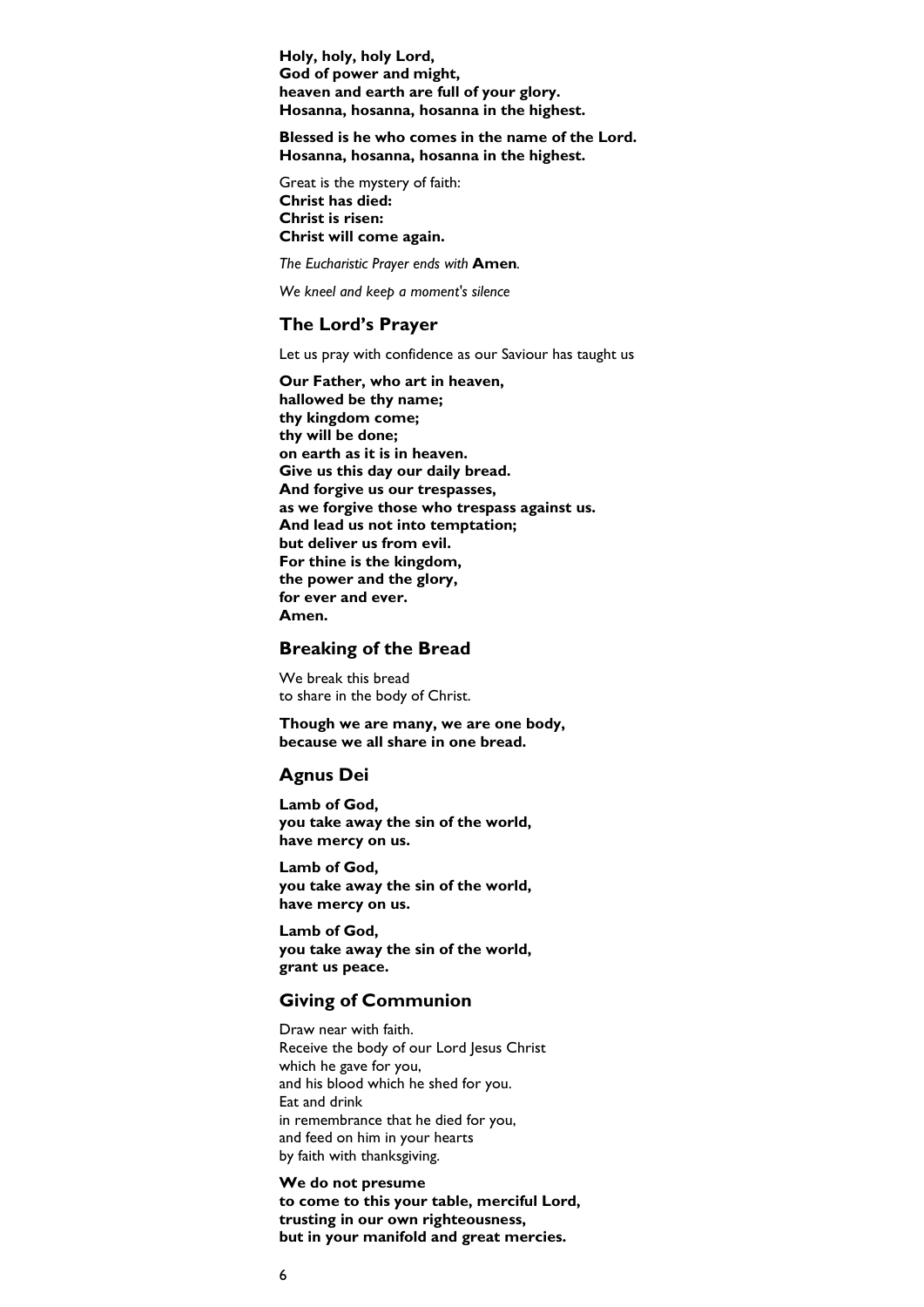**Holy, holy, holy Lord,**
**God of power and might,**
**heaven and earth are full of your glory.**
**Hosanna, hosanna, hosanna in the highest.**

**Blessed is he who comes in the name of the Lord.**
**Hosanna, hosanna, hosanna in the highest.**

Great is the mystery of faith:
**Christ has died:**
**Christ is risen:**
**Christ will come again.**

*The Eucharistic Prayer ends with* **Amen***.*

*We kneel and keep a moment's silence*

## The Lord's Prayer

Let us pray with confidence as our Saviour has taught us

**Our Father, who art in heaven,**
**hallowed be thy name;**
**thy kingdom come;**
**thy will be done;**
**on earth as it is in heaven.**
**Give us this day our daily bread.**
**And forgive us our trespasses,**
**as we forgive those who trespass against us.**
**And lead us not into temptation;**
**but deliver us from evil.**
**For thine is the kingdom,**
**the power and the glory,**
**for ever and ever.**
**Amen.**

## Breaking of the Bread

We break this bread
to share in the body of Christ.

**Though we are many, we are one body,**
**because we all share in one bread.**

## Agnus Dei

**Lamb of God,**
**you take away the sin of the world,**
**have mercy on us.**

**Lamb of God,**
**you take away the sin of the world,**
**have mercy on us.**

**Lamb of God,**
**you take away the sin of the world,**
**grant us peace.**

## Giving of Communion

Draw near with faith.
Receive the body of our Lord Jesus Christ
which he gave for you,
and his blood which he shed for you.
Eat and drink
in remembrance that he died for you,
and feed on him in your hearts
by faith with thanksgiving.

**We do not presume**
**to come to this your table, merciful Lord,**
**trusting in our own righteousness,**
**but in your manifold and great mercies.**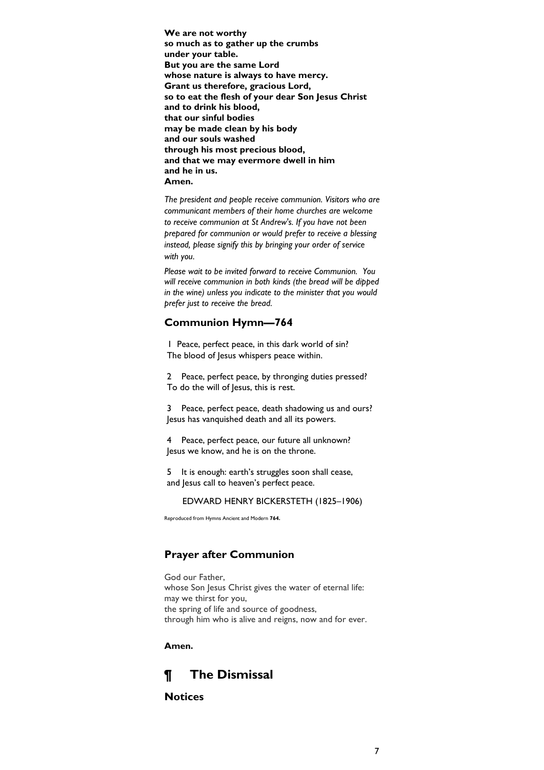**We are not worthy**
**so much as to gather up the crumbs**
**under your table.**
**But you are the same Lord**
**whose nature is always to have mercy.**
**Grant us therefore, gracious Lord,**
**so to eat the flesh of your dear Son Jesus Christ**
**and to drink his blood,**
**that our sinful bodies**
**may be made clean by his body**
**and our souls washed**
**through his most precious blood,**
**and that we may evermore dwell in him**
**and he in us.**
**Amen.**

*The president and people receive communion. Visitors who are communicant members of their home churches are welcome to receive communion at St Andrew's. If you have not been prepared for communion or would prefer to receive a blessing instead, please signify this by bringing your order of service with you.*

*Please wait to be invited forward to receive Communion. You will receive communion in both kinds (the bread will be dipped in the wine) unless you indicate to the minister that you would prefer just to receive the bread.*

## Communion Hymn—764

1 Peace, perfect peace, in this dark world of sin?
The blood of Jesus whispers peace within.

2 Peace, perfect peace, by thronging duties pressed?
To do the will of Jesus, this is rest.

3 Peace, perfect peace, death shadowing us and ours?
Jesus has vanquished death and all its powers.

4 Peace, perfect peace, our future all unknown?
Jesus we know, and he is on the throne.

5 It is enough: earth's struggles soon shall cease,
and Jesus call to heaven's perfect peace.

EDWARD HENRY BICKERSTETH (1825–1906)

Reproduced from Hymns Ancient and Modern **764.**

## Prayer after Communion

God our Father,
whose Son Jesus Christ gives the water of eternal life:
may we thirst for you,
the spring of life and source of goodness,
through him who is alive and reigns, now and for ever.

**Amen.**

# ¶ The Dismissal

## Notices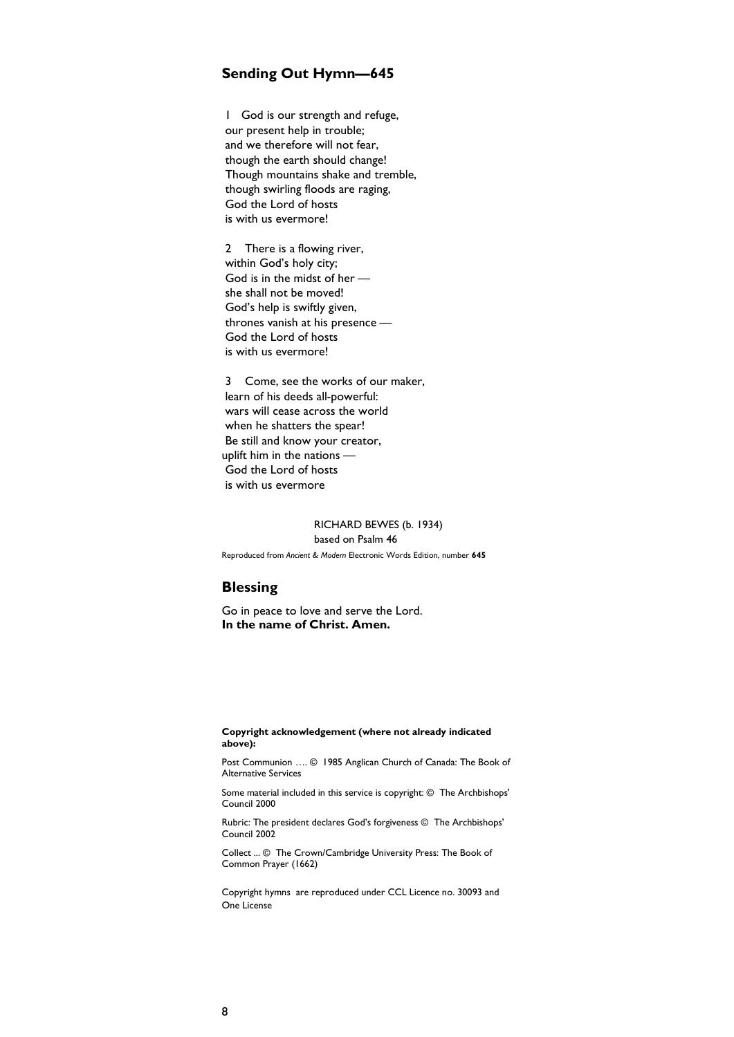## Sending Out Hymn—645

1 God is our strength and refuge,
our present help in trouble;
and we therefore will not fear,
though the earth should change!
Though mountains shake and tremble,
though swirling floods are raging,
God the Lord of hosts
is with us evermore!

2 There is a flowing river,
within God's holy city;
God is in the midst of her —
she shall not be moved!
God's help is swiftly given,
thrones vanish at his presence —
God the Lord of hosts
is with us evermore!

3 Come, see the works of our maker,
learn of his deeds all-powerful:
wars will cease across the world
when he shatters the spear!
Be still and know your creator,
uplift him in the nations —
God the Lord of hosts
is with us evermore

RICHARD BEWES (b. 1934)
based on Psalm 46

Reproduced from *Ancient & Modern* Electronic Words Edition, number **645**

## Blessing

Go in peace to love and serve the Lord.
**In the name of Christ. Amen.**

**Copyright acknowledgement (where not already indicated above):**

Post Communion …. © 1985 Anglican Church of Canada: The Book of Alternative Services

Some material included in this service is copyright: © The Archbishops' Council 2000

Rubric: The president declares God's forgiveness © The Archbishops' Council 2002

Collect ... © The Crown/Cambridge University Press: The Book of Common Prayer (1662)

Copyright hymns are reproduced under CCL Licence no. 30093 and One License